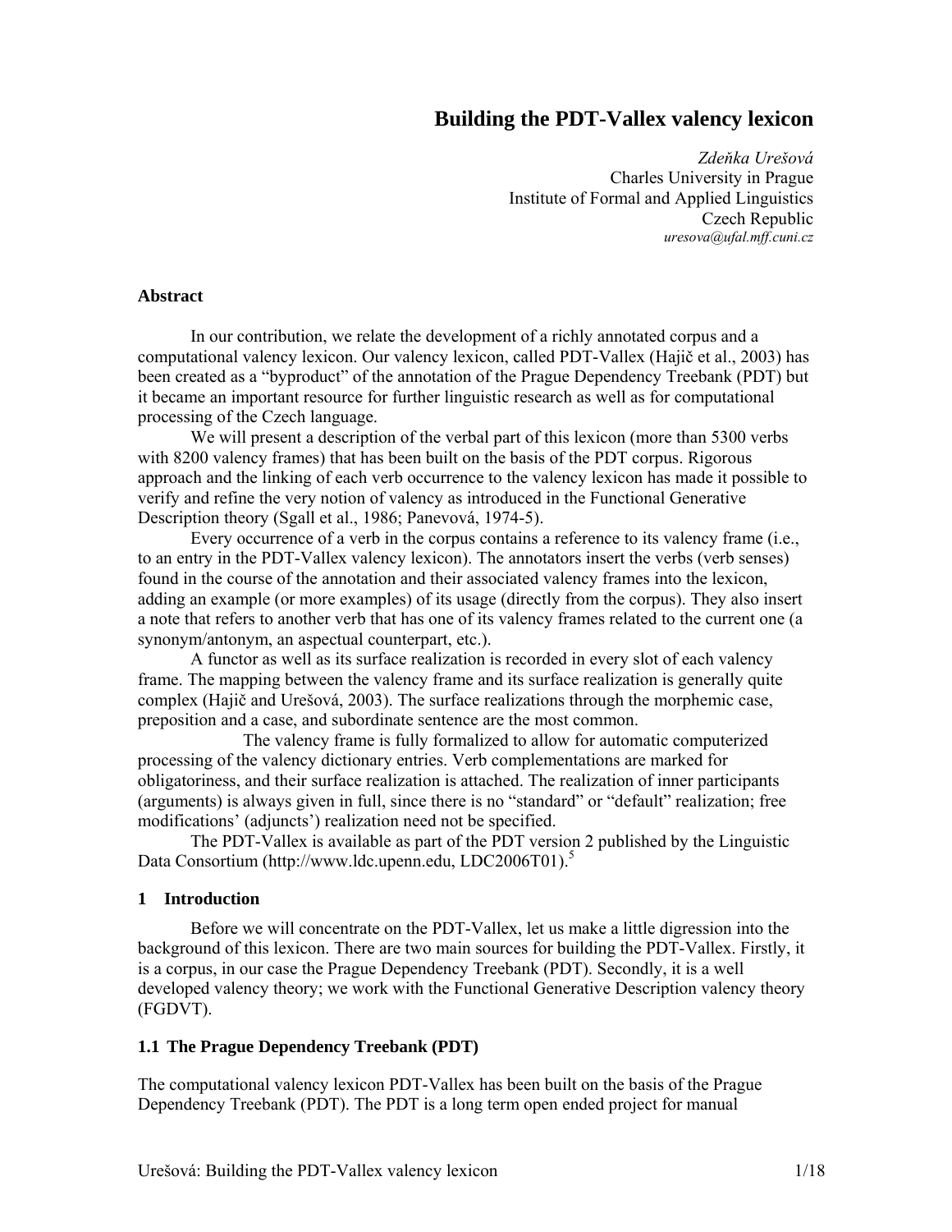# Building the PDT-Vallex valency lexicon

*Zdeňka Urešová*
Charles University in Prague
Institute of Formal and Applied Linguistics
Czech Republic
*uresova@ufal.mff.cuni.cz*

### Abstract

In our contribution, we relate the development of a richly annotated corpus and a computational valency lexicon. Our valency lexicon, called PDT-Vallex (Hajič et al., 2003) has been created as a "byproduct" of the annotation of the Prague Dependency Treebank (PDT) but it became an important resource for further linguistic research as well as for computational processing of the Czech language.

We will present a description of the verbal part of this lexicon (more than 5300 verbs with 8200 valency frames) that has been built on the basis of the PDT corpus. Rigorous approach and the linking of each verb occurrence to the valency lexicon has made it possible to verify and refine the very notion of valency as introduced in the Functional Generative Description theory (Sgall et al., 1986; Panevová, 1974-5).

Every occurrence of a verb in the corpus contains a reference to its valency frame (i.e., to an entry in the PDT-Vallex valency lexicon). The annotators insert the verbs (verb senses) found in the course of the annotation and their associated valency frames into the lexicon, adding an example (or more examples) of its usage (directly from the corpus). They also insert a note that refers to another verb that has one of its valency frames related to the current one (a synonym/antonym, an aspectual counterpart, etc.).

A functor as well as its surface realization is recorded in every slot of each valency frame. The mapping between the valency frame and its surface realization is generally quite complex (Hajič and Urešová, 2003). The surface realizations through the morphemic case, preposition and a case, and subordinate sentence are the most common.

The valency frame is fully formalized to allow for automatic computerized processing of the valency dictionary entries. Verb complementations are marked for obligatoriness, and their surface realization is attached. The realization of inner participants (arguments) is always given in full, since there is no "standard" or "default" realization; free modifications' (adjuncts') realization need not be specified.

The PDT-Vallex is available as part of the PDT version 2 published by the Linguistic Data Consortium (http://www.ldc.upenn.edu, LDC2006T01).[5]

## 1 Introduction

Before we will concentrate on the PDT-Vallex, let us make a little digression into the background of this lexicon. There are two main sources for building the PDT-Vallex. Firstly, it is a corpus, in our case the Prague Dependency Treebank (PDT). Secondly, it is a well developed valency theory; we work with the Functional Generative Description valency theory (FGDVT).

### 1.1 The Prague Dependency Treebank (PDT)

The computational valency lexicon PDT-Vallex has been built on the basis of the Prague Dependency Treebank (PDT). The PDT is a long term open ended project for manual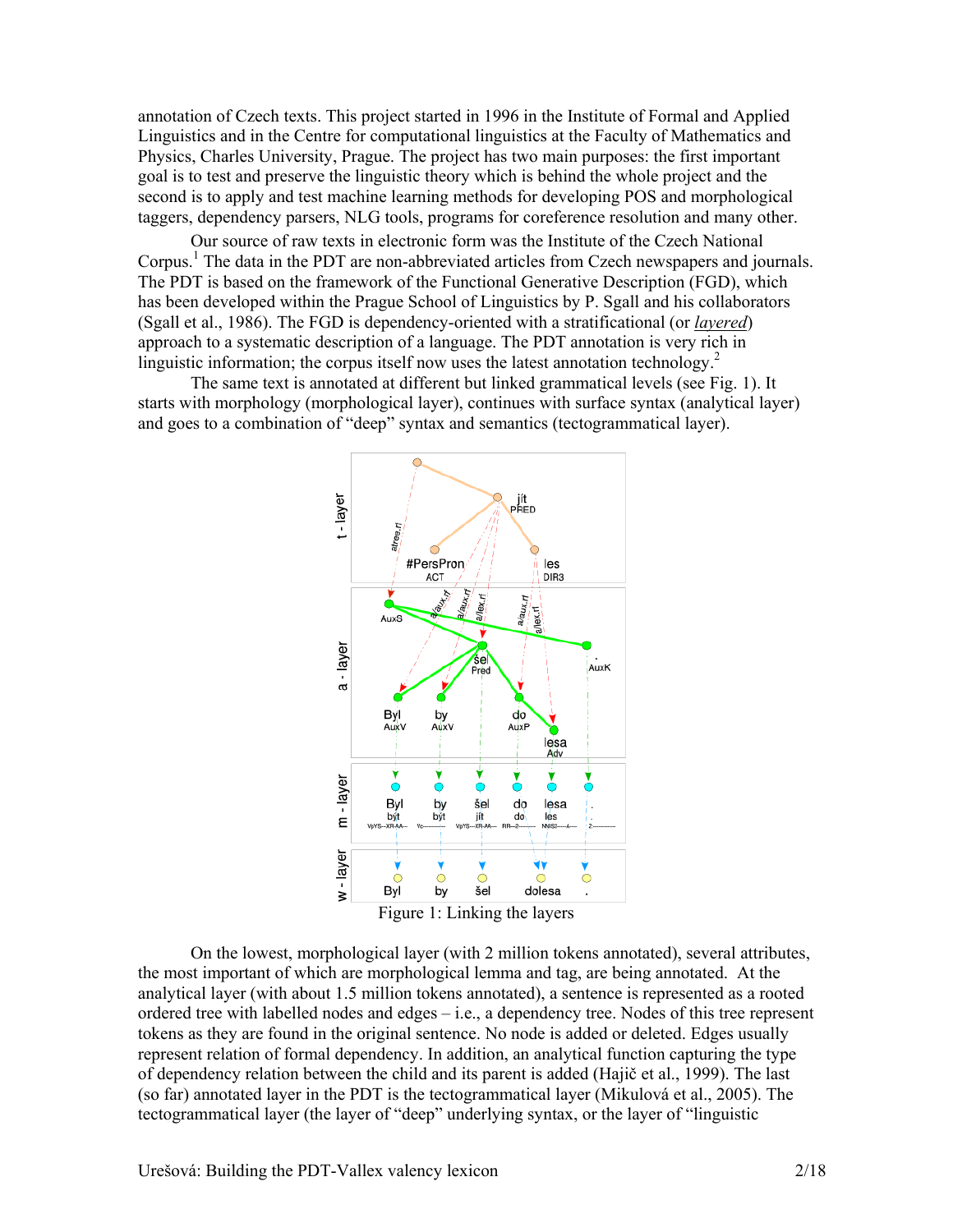annotation of Czech texts. This project started in 1996 in the Institute of Formal and Applied Linguistics and in the Centre for computational linguistics at the Faculty of Mathematics and Physics, Charles University, Prague. The project has two main purposes: the first important goal is to test and preserve the linguistic theory which is behind the whole project and the second is to apply and test machine learning methods for developing POS and morphological taggers, dependency parsers, NLG tools, programs for coreference resolution and many other.

Our source of raw texts in electronic form was the Institute of the Czech National Corpus.[1] The data in the PDT are non-abbreviated articles from Czech newspapers and journals. The PDT is based on the framework of the Functional Generative Description (FGD), which has been developed within the Prague School of Linguistics by P. Sgall and his collaborators (Sgall et al., 1986). The FGD is dependency-oriented with a stratificational (or *layered*) approach to a systematic description of a language. The PDT annotation is very rich in linguistic information; the corpus itself now uses the latest annotation technology.[2]

The same text is annotated at different but linked grammatical levels (see Fig. 1). It starts with morphology (morphological layer), continues with surface syntax (analytical layer) and goes to a combination of "deep" syntax and semantics (tectogrammatical layer).

Figure 1: Linking the layers

On the lowest, morphological layer (with 2 million tokens annotated), several attributes, the most important of which are morphological lemma and tag, are being annotated. At the analytical layer (with about 1.5 million tokens annotated), a sentence is represented as a rooted ordered tree with labelled nodes and edges – i.e., a dependency tree. Nodes of this tree represent tokens as they are found in the original sentence. No node is added or deleted. Edges usually represent relation of formal dependency. In addition, an analytical function capturing the type of dependency relation between the child and its parent is added (Hajič et al., 1999). The last (so far) annotated layer in the PDT is the tectogrammatical layer (Mikulová et al., 2005). The tectogrammatical layer (the layer of "deep" underlying syntax, or the layer of "linguistic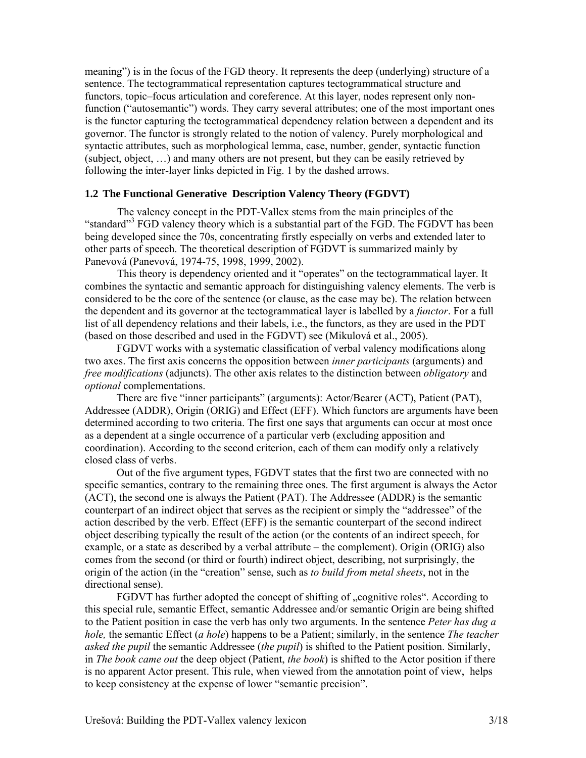meaning") is in the focus of the FGD theory. It represents the deep (underlying) structure of a sentence. The tectogrammatical representation captures tectogrammatical structure and functors, topic–focus articulation and coreference. At this layer, nodes represent only non-function ("autosemantic") words. They carry several attributes; one of the most important ones is the functor capturing the tectogrammatical dependency relation between a dependent and its governor. The functor is strongly related to the notion of valency. Purely morphological and syntactic attributes, such as morphological lemma, case, number, gender, syntactic function (subject, object, …) and many others are not present, but they can be easily retrieved by following the inter-layer links depicted in Fig. 1 by the dashed arrows.

### 1.2 The Functional Generative Description Valency Theory (FGDVT)

The valency concept in the PDT-Vallex stems from the main principles of the "standard"[3] FGD valency theory which is a substantial part of the FGD. The FGDVT has been being developed since the 70s, concentrating firstly especially on verbs and extended later to other parts of speech. The theoretical description of FGDVT is summarized mainly by Panevová (Panevová, 1974-75, 1998, 1999, 2002).

This theory is dependency oriented and it "operates" on the tectogrammatical layer. It combines the syntactic and semantic approach for distinguishing valency elements. The verb is considered to be the core of the sentence (or clause, as the case may be). The relation between the dependent and its governor at the tectogrammatical layer is labelled by a *functor*. For a full list of all dependency relations and their labels, i.e., the functors, as they are used in the PDT (based on those described and used in the FGDVT) see (Mikulová et al., 2005).

FGDVT works with a systematic classification of verbal valency modifications along two axes. The first axis concerns the opposition between *inner participants* (arguments) and *free modifications* (adjuncts). The other axis relates to the distinction between *obligatory* and *optional* complementations.

There are five "inner participants" (arguments): Actor/Bearer (ACT), Patient (PAT), Addressee (ADDR), Origin (ORIG) and Effect (EFF). Which functors are arguments have been determined according to two criteria. The first one says that arguments can occur at most once as a dependent at a single occurrence of a particular verb (excluding apposition and coordination). According to the second criterion, each of them can modify only a relatively closed class of verbs.

Out of the five argument types, FGDVT states that the first two are connected with no specific semantics, contrary to the remaining three ones. The first argument is always the Actor (ACT), the second one is always the Patient (PAT). The Addressee (ADDR) is the semantic counterpart of an indirect object that serves as the recipient or simply the "addressee" of the action described by the verb. Effect (EFF) is the semantic counterpart of the second indirect object describing typically the result of the action (or the contents of an indirect speech, for example, or a state as described by a verbal attribute – the complement). Origin (ORIG) also comes from the second (or third or fourth) indirect object, describing, not surprisingly, the origin of the action (in the "creation" sense, such as *to build from metal sheets*, not in the directional sense).

FGDVT has further adopted the concept of shifting of „cognitive roles". According to this special rule, semantic Effect, semantic Addressee and/or semantic Origin are being shifted to the Patient position in case the verb has only two arguments. In the sentence *Peter has dug a hole,* the semantic Effect (*a hole*) happens to be a Patient; similarly, in the sentence *The teacher asked the pupil* the semantic Addressee (*the pupil*) is shifted to the Patient position. Similarly, in *The book came out* the deep object (Patient, *the book*) is shifted to the Actor position if there is no apparent Actor present. This rule, when viewed from the annotation point of view, helps to keep consistency at the expense of lower "semantic precision".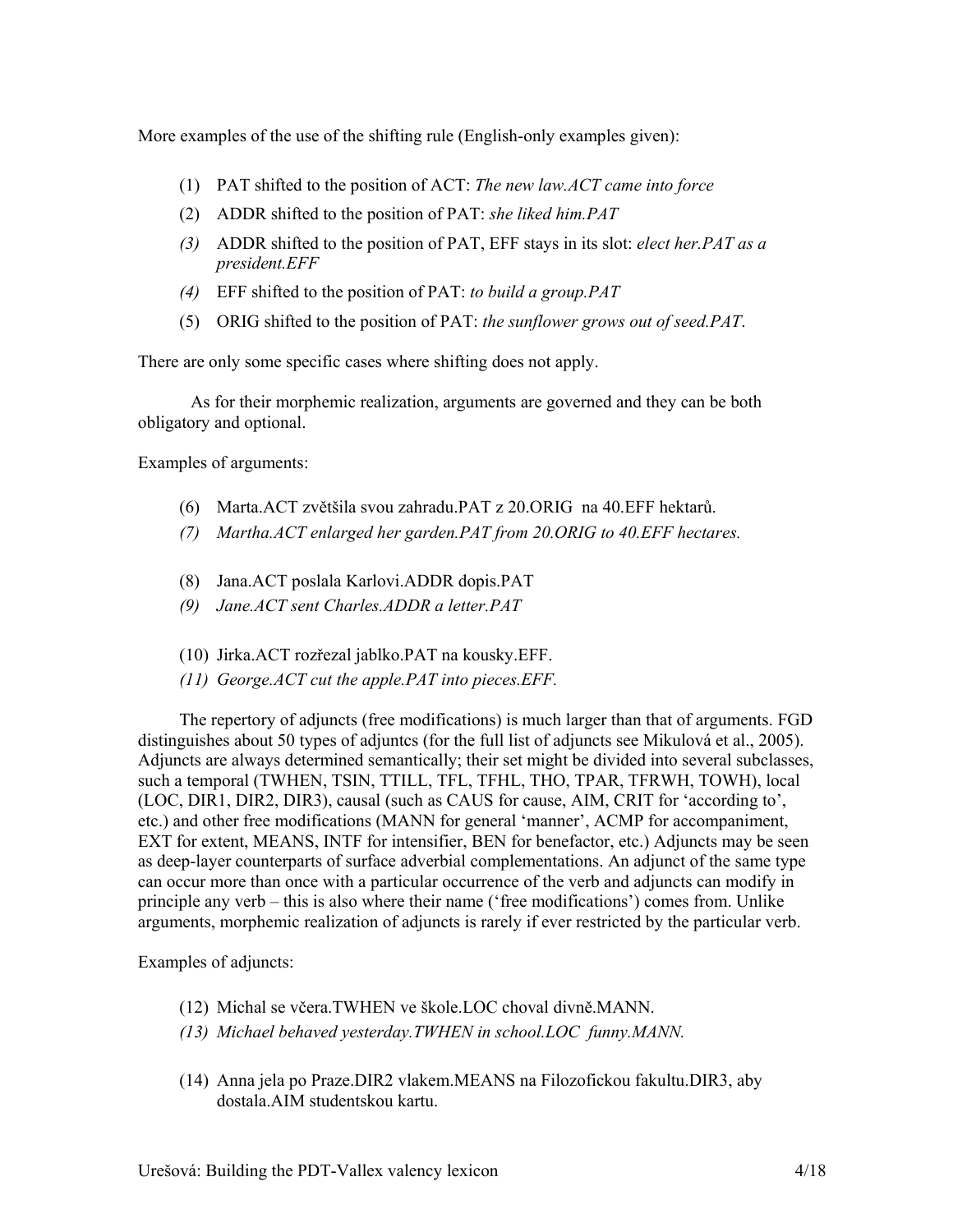More examples of the use of the shifting rule (English-only examples given):

(1) PAT shifted to the position of ACT: *The new law.ACT came into force*

(2) ADDR shifted to the position of PAT: *she liked him.PAT*

*(3)* ADDR shifted to the position of PAT, EFF stays in its slot: *elect her.PAT as a president.EFF*

*(4)* EFF shifted to the position of PAT: *to build a group.PAT*

(5) ORIG shifted to the position of PAT: *the sunflower grows out of seed.PAT*.

There are only some specific cases where shifting does not apply.

As for their morphemic realization, arguments are governed and they can be both obligatory and optional.

Examples of arguments:

(6) Marta.ACT zvětšila svou zahradu.PAT z 20.ORIG na 40.EFF hektarů.

*(7) Martha.ACT enlarged her garden.PAT from 20.ORIG to 40.EFF hectares.*

(8) Jana.ACT poslala Karlovi.ADDR dopis.PAT

*(9) Jane.ACT sent Charles.ADDR a letter.PAT*

(10) Jirka.ACT rozřezal jablko.PAT na kousky.EFF.

*(11) George.ACT cut the apple.PAT into pieces.EFF.*

The repertory of adjuncts (free modifications) is much larger than that of arguments. FGD distinguishes about 50 types of adjuntcs (for the full list of adjuncts see Mikulová et al., 2005). Adjuncts are always determined semantically; their set might be divided into several subclasses, such a temporal (TWHEN, TSIN, TTILL, TFL, TFHL, THO, TPAR, TFRWH, TOWH), local (LOC, DIR1, DIR2, DIR3), causal (such as CAUS for cause, AIM, CRIT for 'according to', etc.) and other free modifications (MANN for general 'manner', ACMP for accompaniment, EXT for extent, MEANS, INTF for intensifier, BEN for benefactor, etc.) Adjuncts may be seen as deep-layer counterparts of surface adverbial complementations. An adjunct of the same type can occur more than once with a particular occurrence of the verb and adjuncts can modify in principle any verb – this is also where their name ('free modifications') comes from. Unlike arguments, morphemic realization of adjuncts is rarely if ever restricted by the particular verb.

Examples of adjuncts:

(12) Michal se včera.TWHEN ve škole.LOC choval divně.MANN.

*(13) Michael behaved yesterday.TWHEN in school.LOC funny.MANN.*

(14) Anna jela po Praze.DIR2 vlakem.MEANS na Filozofickou fakultu.DIR3, aby dostala.AIM studentskou kartu.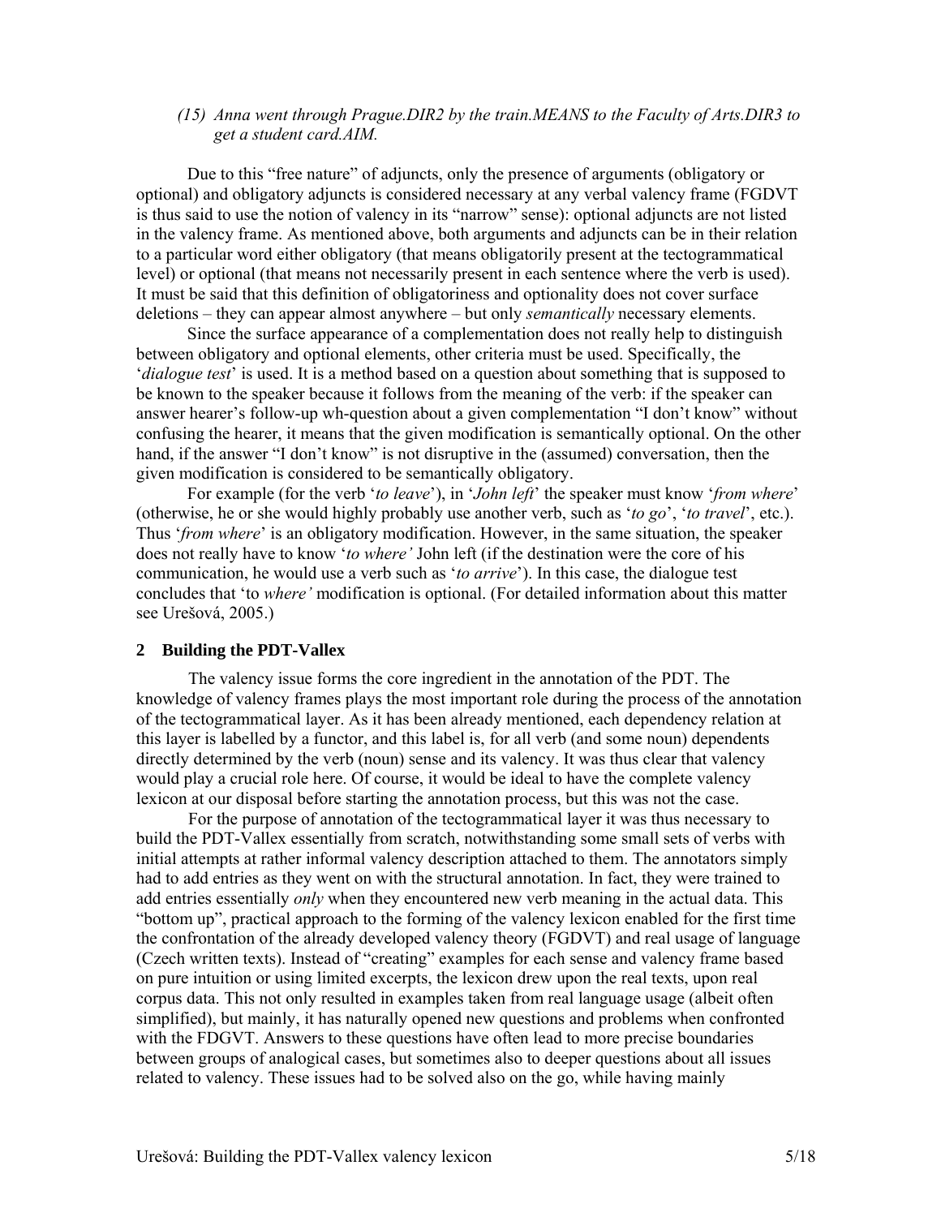*(15) Anna went through Prague.DIR2 by the train.MEANS to the Faculty of Arts.DIR3 to get a student card.AIM.*

Due to this "free nature" of adjuncts, only the presence of arguments (obligatory or optional) and obligatory adjuncts is considered necessary at any verbal valency frame (FGDVT is thus said to use the notion of valency in its "narrow" sense): optional adjuncts are not listed in the valency frame. As mentioned above, both arguments and adjuncts can be in their relation to a particular word either obligatory (that means obligatorily present at the tectogrammatical level) or optional (that means not necessarily present in each sentence where the verb is used). It must be said that this definition of obligatoriness and optionality does not cover surface deletions – they can appear almost anywhere – but only *semantically* necessary elements.

Since the surface appearance of a complementation does not really help to distinguish between obligatory and optional elements, other criteria must be used. Specifically, the '*dialogue test*' is used. It is a method based on a question about something that is supposed to be known to the speaker because it follows from the meaning of the verb: if the speaker can answer hearer's follow-up wh-question about a given complementation "I don't know" without confusing the hearer, it means that the given modification is semantically optional. On the other hand, if the answer "I don't know" is not disruptive in the (assumed) conversation, then the given modification is considered to be semantically obligatory.

For example (for the verb '*to leave*'), in '*John left*' the speaker must know '*from where*' (otherwise, he or she would highly probably use another verb, such as '*to go*', '*to travel*', etc.). Thus '*from where*' is an obligatory modification. However, in the same situation, the speaker does not really have to know '*to where'* John left (if the destination were the core of his communication, he would use a verb such as '*to arrive*'). In this case, the dialogue test concludes that 'to *where'* modification is optional. (For detailed information about this matter see Urešová, 2005.)

## 2 Building the PDT-Vallex

The valency issue forms the core ingredient in the annotation of the PDT. The knowledge of valency frames plays the most important role during the process of the annotation of the tectogrammatical layer. As it has been already mentioned, each dependency relation at this layer is labelled by a functor, and this label is, for all verb (and some noun) dependents directly determined by the verb (noun) sense and its valency. It was thus clear that valency would play a crucial role here. Of course, it would be ideal to have the complete valency lexicon at our disposal before starting the annotation process, but this was not the case.

For the purpose of annotation of the tectogrammatical layer it was thus necessary to build the PDT-Vallex essentially from scratch, notwithstanding some small sets of verbs with initial attempts at rather informal valency description attached to them. The annotators simply had to add entries as they went on with the structural annotation. In fact, they were trained to add entries essentially *only* when they encountered new verb meaning in the actual data. This "bottom up", practical approach to the forming of the valency lexicon enabled for the first time the confrontation of the already developed valency theory (FGDVT) and real usage of language (Czech written texts). Instead of "creating" examples for each sense and valency frame based on pure intuition or using limited excerpts, the lexicon drew upon the real texts, upon real corpus data. This not only resulted in examples taken from real language usage (albeit often simplified), but mainly, it has naturally opened new questions and problems when confronted with the FDGVT. Answers to these questions have often lead to more precise boundaries between groups of analogical cases, but sometimes also to deeper questions about all issues related to valency. These issues had to be solved also on the go, while having mainly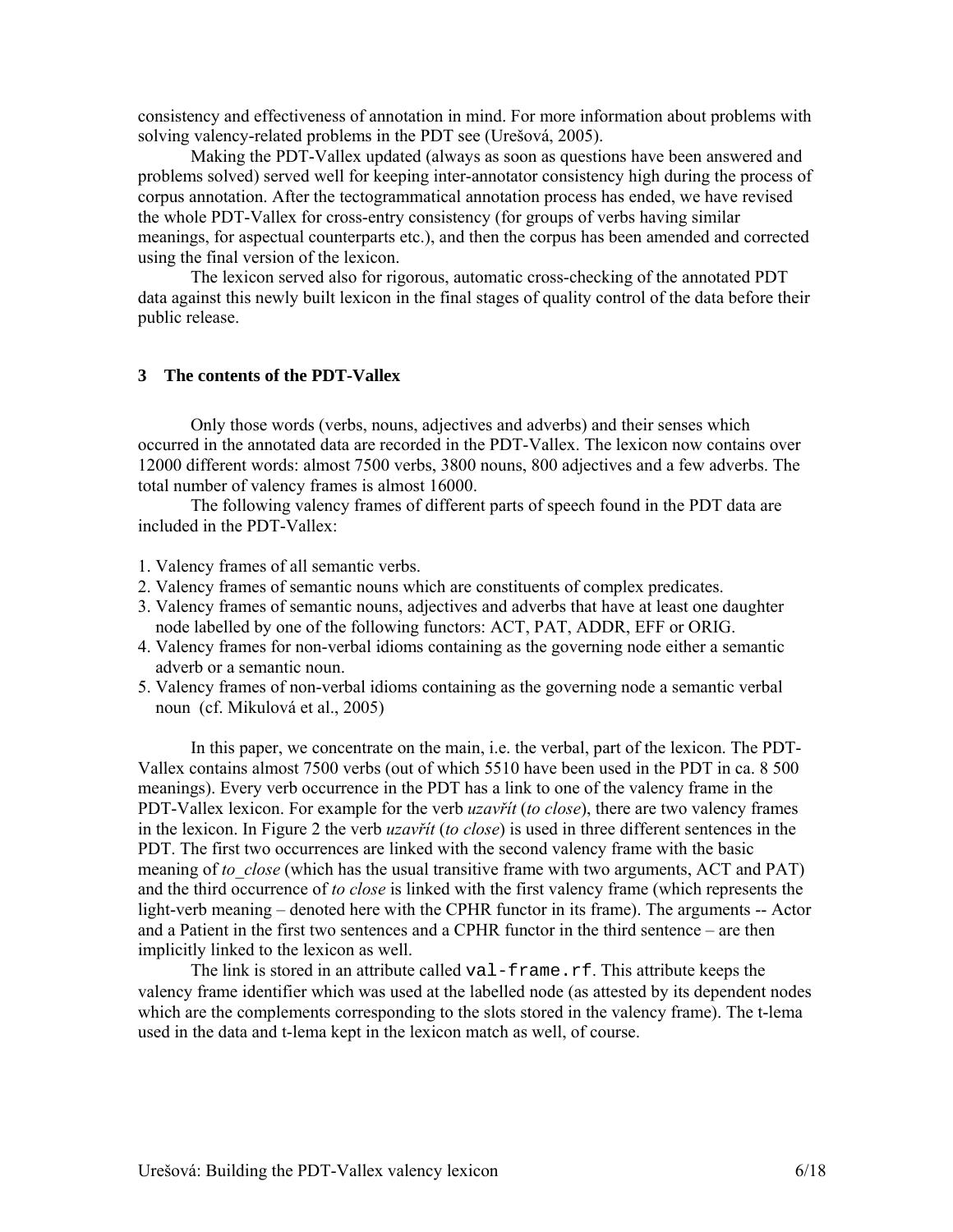consistency and effectiveness of annotation in mind. For more information about problems with solving valency-related problems in the PDT see (Urešová, 2005).

Making the PDT-Vallex updated (always as soon as questions have been answered and problems solved) served well for keeping inter-annotator consistency high during the process of corpus annotation. After the tectogrammatical annotation process has ended, we have revised the whole PDT-Vallex for cross-entry consistency (for groups of verbs having similar meanings, for aspectual counterparts etc.), and then the corpus has been amended and corrected using the final version of the lexicon.

The lexicon served also for rigorous, automatic cross-checking of the annotated PDT data against this newly built lexicon in the final stages of quality control of the data before their public release.

## 3 The contents of the PDT-Vallex

Only those words (verbs, nouns, adjectives and adverbs) and their senses which occurred in the annotated data are recorded in the PDT-Vallex. The lexicon now contains over 12000 different words: almost 7500 verbs, 3800 nouns, 800 adjectives and a few adverbs. The total number of valency frames is almost 16000.

The following valency frames of different parts of speech found in the PDT data are included in the PDT-Vallex:

1. Valency frames of all semantic verbs.
2. Valency frames of semantic nouns which are constituents of complex predicates.
3. Valency frames of semantic nouns, adjectives and adverbs that have at least one daughter node labelled by one of the following functors: ACT, PAT, ADDR, EFF or ORIG.
4. Valency frames for non-verbal idioms containing as the governing node either a semantic adverb or a semantic noun.
5. Valency frames of non-verbal idioms containing as the governing node a semantic verbal noun (cf. Mikulová et al., 2005)

In this paper, we concentrate on the main, i.e. the verbal, part of the lexicon. The PDT-Vallex contains almost 7500 verbs (out of which 5510 have been used in the PDT in ca. 8 500 meanings). Every verb occurrence in the PDT has a link to one of the valency frame in the PDT-Vallex lexicon. For example for the verb *uzavřít* (*to close*), there are two valency frames in the lexicon. In Figure 2 the verb *uzavřít* (*to close*) is used in three different sentences in the PDT. The first two occurrences are linked with the second valency frame with the basic meaning of *to_close* (which has the usual transitive frame with two arguments, ACT and PAT) and the third occurrence of *to close* is linked with the first valency frame (which represents the light-verb meaning – denoted here with the CPHR functor in its frame). The arguments -- Actor and a Patient in the first two sentences and a CPHR functor in the third sentence – are then implicitly linked to the lexicon as well.

The link is stored in an attribute called `val-frame.rf`. This attribute keeps the valency frame identifier which was used at the labelled node (as attested by its dependent nodes which are the complements corresponding to the slots stored in the valency frame). The t-lema used in the data and t-lema kept in the lexicon match as well, of course.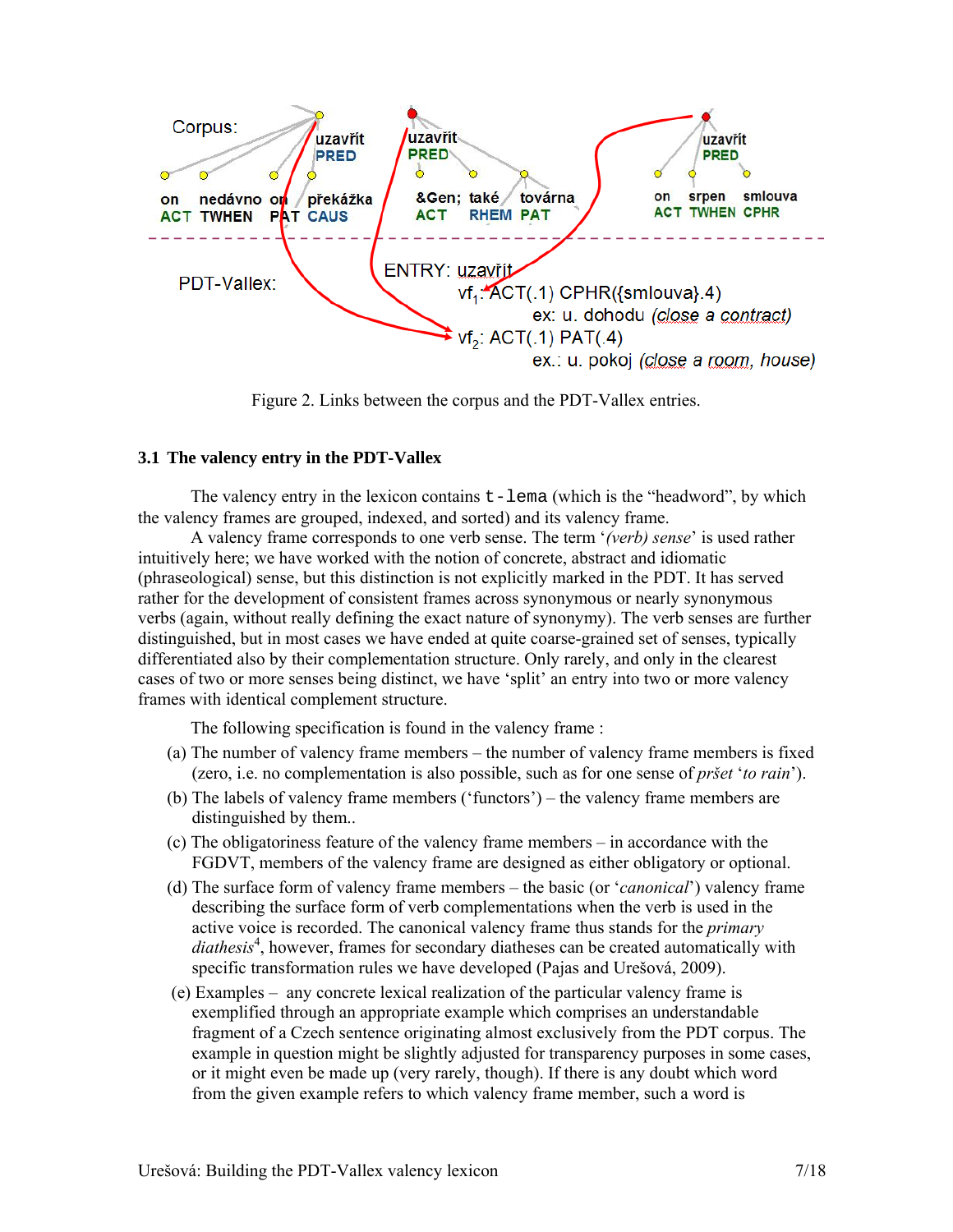Figure 2. Links between the corpus and the PDT-Vallex entries.

### 3.1 The valency entry in the PDT-Vallex

The valency entry in the lexicon contains `t-lema` (which is the "headword", by which the valency frames are grouped, indexed, and sorted) and its valency frame.

A valency frame corresponds to one verb sense. The term '*(verb) sense*' is used rather intuitively here; we have worked with the notion of concrete, abstract and idiomatic (phraseological) sense, but this distinction is not explicitly marked in the PDT. It has served rather for the development of consistent frames across synonymous or nearly synonymous verbs (again, without really defining the exact nature of synonymy). The verb senses are further distinguished, but in most cases we have ended at quite coarse-grained set of senses, typically differentiated also by their complementation structure. Only rarely, and only in the clearest cases of two or more senses being distinct, we have 'split' an entry into two or more valency frames with identical complement structure.

The following specification is found in the valency frame :

(a) The number of valency frame members – the number of valency frame members is fixed (zero, i.e. no complementation is also possible, such as for one sense of *pršet* '*to rain*').

(b) The labels of valency frame members ('functors') – the valency frame members are distinguished by them..

(c) The obligatoriness feature of the valency frame members – in accordance with the FGDVT, members of the valency frame are designed as either obligatory or optional.

(d) The surface form of valency frame members – the basic (or '*canonical*') valency frame describing the surface form of verb complementations when the verb is used in the active voice is recorded. The canonical valency frame thus stands for the *primary diathesis*[4], however, frames for secondary diatheses can be created automatically with specific transformation rules we have developed (Pajas and Urešová, 2009).

(e) Examples – any concrete lexical realization of the particular valency frame is exemplified through an appropriate example which comprises an understandable fragment of a Czech sentence originating almost exclusively from the PDT corpus. The example in question might be slightly adjusted for transparency purposes in some cases, or it might even be made up (very rarely, though). If there is any doubt which word from the given example refers to which valency frame member, such a word is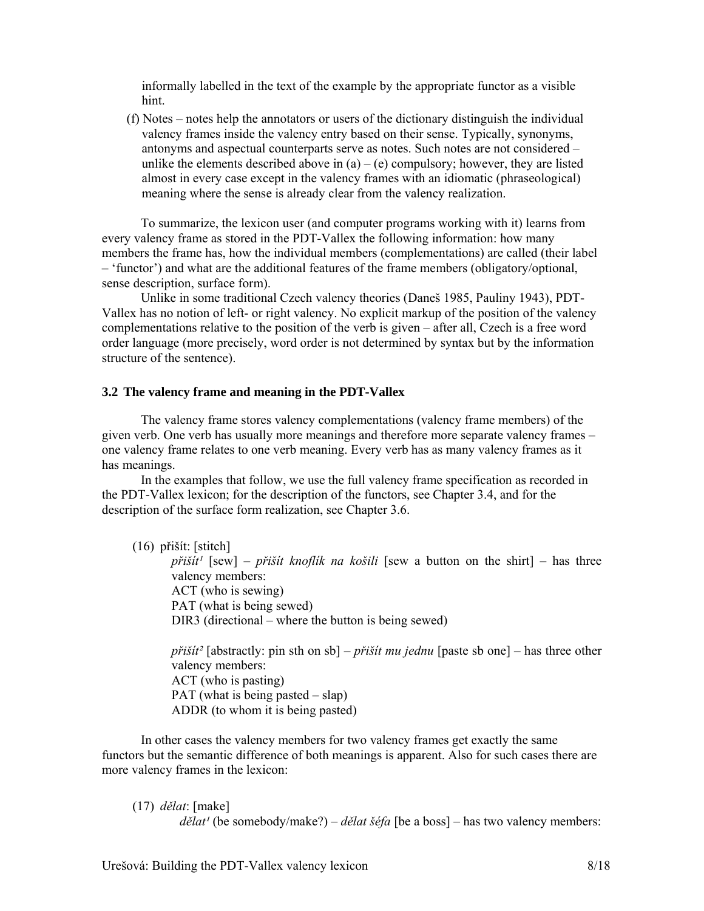informally labelled in the text of the example by the appropriate functor as a visible hint.

(f) Notes – notes help the annotators or users of the dictionary distinguish the individual valency frames inside the valency entry based on their sense. Typically, synonyms, antonyms and aspectual counterparts serve as notes. Such notes are not considered – unlike the elements described above in (a) – (e) compulsory; however, they are listed almost in every case except in the valency frames with an idiomatic (phraseological) meaning where the sense is already clear from the valency realization.

To summarize, the lexicon user (and computer programs working with it) learns from every valency frame as stored in the PDT-Vallex the following information: how many members the frame has, how the individual members (complementations) are called (their label – 'functor') and what are the additional features of the frame members (obligatory/optional, sense description, surface form).

Unlike in some traditional Czech valency theories (Daneš 1985, Pauliny 1943), PDT-Vallex has no notion of left- or right valency. No explicit markup of the position of the valency complementations relative to the position of the verb is given – after all, Czech is a free word order language (more precisely, word order is not determined by syntax but by the information structure of the sentence).

### 3.2 The valency frame and meaning in the PDT-Vallex

The valency frame stores valency complementations (valency frame members) of the given verb. One verb has usually more meanings and therefore more separate valency frames – one valency frame relates to one verb meaning. Every verb has as many valency frames as it has meanings.

In the examples that follow, we use the full valency frame specification as recorded in the PDT-Vallex lexicon; for the description of the functors, see Chapter 3.4, and for the description of the surface form realization, see Chapter 3.6.

(16) přišít: [stitch]

*přišít¹* [sew] – *přišít knoflík na košili* [sew a button on the shirt] – has three valency members:
ACT (who is sewing)
PAT (what is being sewed)
DIR3 (directional – where the button is being sewed)

*přišít²* [abstractly: pin sth on sb] – *přišít mu jednu* [paste sb one] – has three other valency members:
ACT (who is pasting)
PAT (what is being pasted – slap)
ADDR (to whom it is being pasted)

In other cases the valency members for two valency frames get exactly the same functors but the semantic difference of both meanings is apparent. Also for such cases there are more valency frames in the lexicon:

(17) *dělat*: [make]

*dělat¹* (be somebody/make?) – *dělat šéfa* [be a boss] – has two valency members: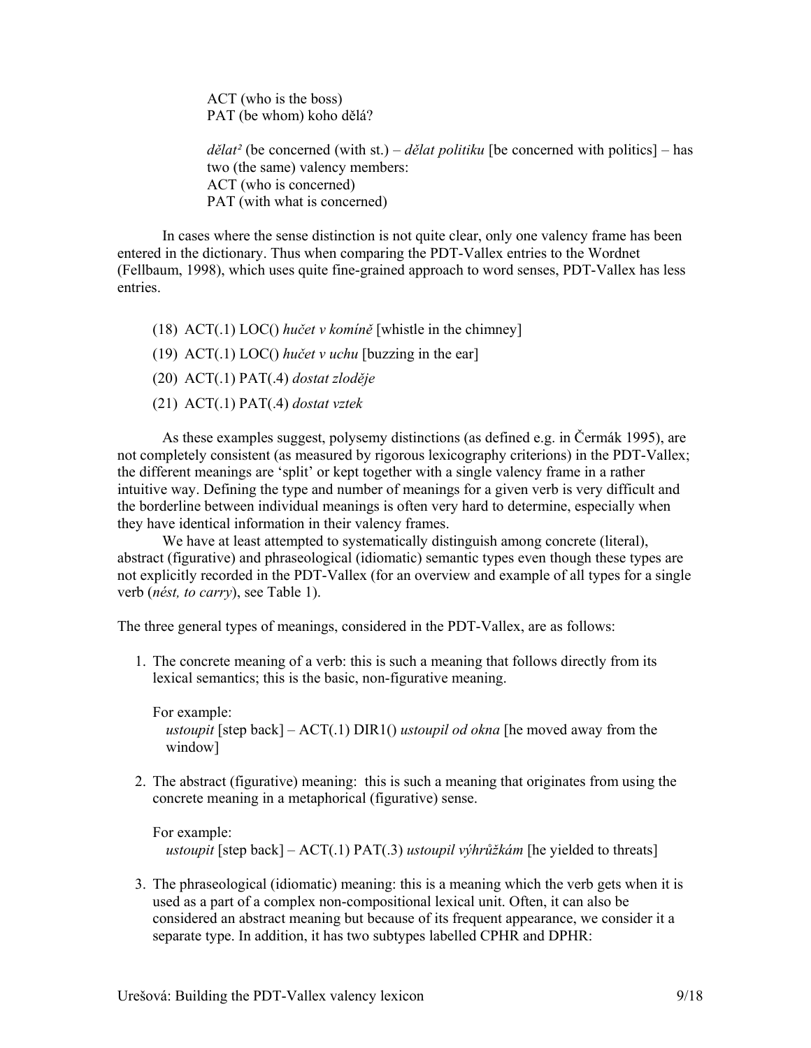ACT (who is the boss)
PAT (be whom) koho dělá?

*dělat²* (be concerned (with st.) – *dělat politiku* [be concerned with politics] – has two (the same) valency members:
ACT (who is concerned)
PAT (with what is concerned)

In cases where the sense distinction is not quite clear, only one valency frame has been entered in the dictionary. Thus when comparing the PDT-Vallex entries to the Wordnet (Fellbaum, 1998), which uses quite fine-grained approach to word senses, PDT-Vallex has less entries.

(18) ACT(.1) LOC() *hučet v komíně* [whistle in the chimney]

(19) ACT(.1) LOC() *hučet v uchu* [buzzing in the ear]

(20) ACT(.1) PAT(.4) *dostat zloděje*

(21) ACT(.1) PAT(.4) *dostat vztek*

As these examples suggest, polysemy distinctions (as defined e.g. in Čermák 1995), are not completely consistent (as measured by rigorous lexicography criterions) in the PDT-Vallex; the different meanings are 'split' or kept together with a single valency frame in a rather intuitive way. Defining the type and number of meanings for a given verb is very difficult and the borderline between individual meanings is often very hard to determine, especially when they have identical information in their valency frames.

We have at least attempted to systematically distinguish among concrete (literal), abstract (figurative) and phraseological (idiomatic) semantic types even though these types are not explicitly recorded in the PDT-Vallex (for an overview and example of all types for a single verb (*nést, to carry*), see Table 1).

The three general types of meanings, considered in the PDT-Vallex, are as follows:

1. The concrete meaning of a verb: this is such a meaning that follows directly from its lexical semantics; this is the basic, non-figurative meaning.

   For example:
   *ustoupit* [step back] – ACT(.1) DIR1() *ustoupil od okna* [he moved away from the window]

2. The abstract (figurative) meaning: this is such a meaning that originates from using the concrete meaning in a metaphorical (figurative) sense.

   For example:
   *ustoupit* [step back] – ACT(.1) PAT(.3) *ustoupil výhrůžkám* [he yielded to threats]

3. The phraseological (idiomatic) meaning: this is a meaning which the verb gets when it is used as a part of a complex non-compositional lexical unit. Often, it can also be considered an abstract meaning but because of its frequent appearance, we consider it a separate type. In addition, it has two subtypes labelled CPHR and DPHR: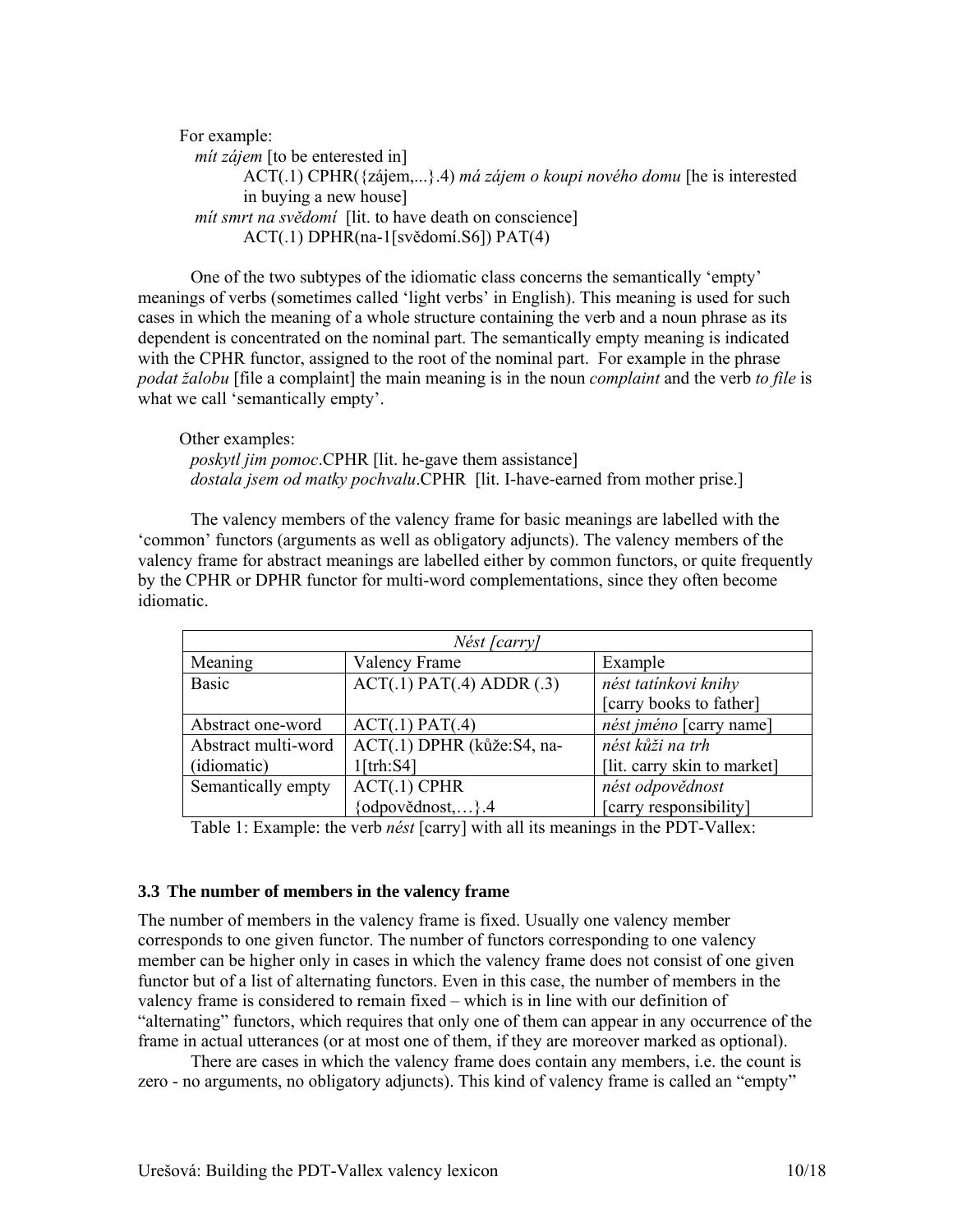For example:

*mít zájem* [to be enterested in]

ACT(.1) CPHR({zájem,...}.4) *má zájem o koupi nového domu* [he is interested in buying a new house]

*mít smrt na svědomí* [lit. to have death on conscience]

ACT(.1) DPHR(na-1[svědomí.S6]) PAT(4)

One of the two subtypes of the idiomatic class concerns the semantically 'empty' meanings of verbs (sometimes called 'light verbs' in English). This meaning is used for such cases in which the meaning of a whole structure containing the verb and a noun phrase as its dependent is concentrated on the nominal part. The semantically empty meaning is indicated with the CPHR functor, assigned to the root of the nominal part. For example in the phrase *podat žalobu* [file a complaint] the main meaning is in the noun *complaint* and the verb *to file* is what we call 'semantically empty'.

Other examples:

*poskytl jim pomoc*.CPHR [lit. he-gave them assistance]

*dostala jsem od matky pochvalu*.CPHR [lit. I-have-earned from mother prise.]

The valency members of the valency frame for basic meanings are labelled with the 'common' functors (arguments as well as obligatory adjuncts). The valency members of the valency frame for abstract meanings are labelled either by common functors, or quite frequently by the CPHR or DPHR functor for multi-word complementations, since they often become idiomatic.

| *Nést [carry]* | | |
|---|---|---|
| Meaning | Valency Frame | Example |
| Basic | ACT(.1) PAT(.4) ADDR (.3) | *nést tatínkovi knihy* [carry books to father] |
| Abstract one-word | ACT(.1) PAT(.4) | *nést jméno* [carry name] |
| Abstract multi-word (idiomatic) | ACT(.1) DPHR (kůže:S4, na-1[trh:S4] | *nést kůži na trh* [lit. carry skin to market] |
| Semantically empty | ACT(.1) CPHR {odpovědnost,…}.4 | *nést odpovědnost* [carry responsibility] |

Table 1: Example: the verb *nést* [carry] with all its meanings in the PDT-Vallex:

### 3.3 The number of members in the valency frame

The number of members in the valency frame is fixed. Usually one valency member corresponds to one given functor. The number of functors corresponding to one valency member can be higher only in cases in which the valency frame does not consist of one given functor but of a list of alternating functors. Even in this case, the number of members in the valency frame is considered to remain fixed – which is in line with our definition of "alternating" functors, which requires that only one of them can appear in any occurrence of the frame in actual utterances (or at most one of them, if they are moreover marked as optional).

There are cases in which the valency frame does contain any members, i.e. the count is zero - no arguments, no obligatory adjuncts). This kind of valency frame is called an "empty"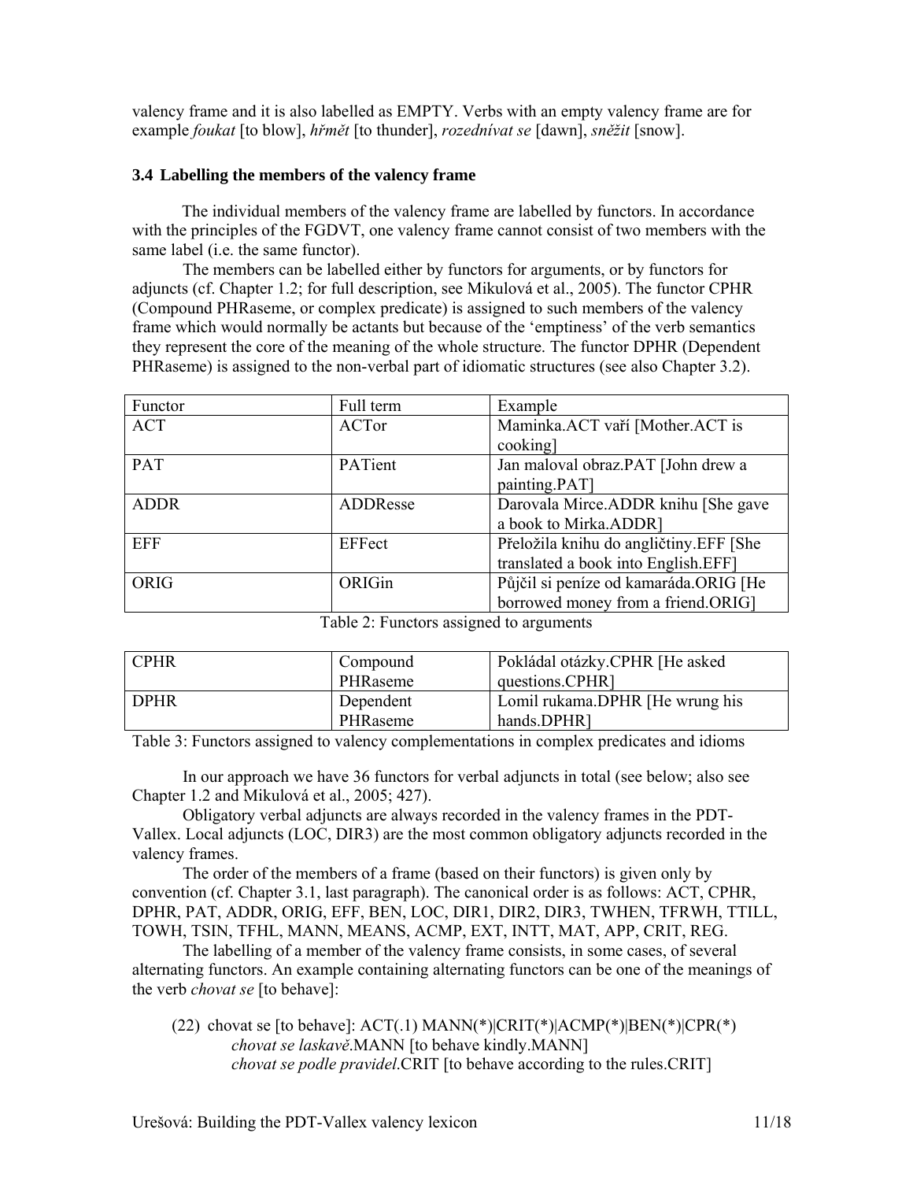valency frame and it is also labelled as EMPTY. Verbs with an empty valency frame are for example *foukat* [to blow], *hřmět* [to thunder], *rozednívat se* [dawn], *sněžit* [snow].

### 3.4 Labelling the members of the valency frame

The individual members of the valency frame are labelled by functors. In accordance with the principles of the FGDVT, one valency frame cannot consist of two members with the same label (i.e. the same functor).

The members can be labelled either by functors for arguments, or by functors for adjuncts (cf. Chapter 1.2; for full description, see Mikulová et al., 2005). The functor CPHR (Compound PHRaseme, or complex predicate) is assigned to such members of the valency frame which would normally be actants but because of the 'emptiness' of the verb semantics they represent the core of the meaning of the whole structure. The functor DPHR (Dependent PHRaseme) is assigned to the non-verbal part of idiomatic structures (see also Chapter 3.2).

| Functor | Full term | Example |
|---|---|---|
| ACT | ACTor | Maminka.ACT vaří [Mother.ACT is cooking] |
| PAT | PATient | Jan maloval obraz.PAT [John drew a painting.PAT] |
| ADDR | ADDResse | Darovala Mirce.ADDR knihu [She gave a book to Mirka.ADDR] |
| EFF | EFFect | Přeložila knihu do angličtiny.EFF [She translated a book into English.EFF] |
| ORIG | ORIGin | Půjčil si peníze od kamaráda.ORIG [He borrowed money from a friend.ORIG] |

Table 2: Functors assigned to arguments

| CPHR | Compound PHRaseme | Pokládal otázky.CPHR [He asked questions.CPHR] |
|---|---|---|
| DPHR | Dependent PHRaseme | Lomil rukama.DPHR [He wrung his hands.DPHR] |

Table 3: Functors assigned to valency complementations in complex predicates and idioms

In our approach we have 36 functors for verbal adjuncts in total (see below; also see Chapter 1.2 and Mikulová et al., 2005; 427).

Obligatory verbal adjuncts are always recorded in the valency frames in the PDT-Vallex. Local adjuncts (LOC, DIR3) are the most common obligatory adjuncts recorded in the valency frames.

The order of the members of a frame (based on their functors) is given only by convention (cf. Chapter 3.1, last paragraph). The canonical order is as follows: ACT, CPHR, DPHR, PAT, ADDR, ORIG, EFF, BEN, LOC, DIR1, DIR2, DIR3, TWHEN, TFRWH, TTILL, TOWH, TSIN, TFHL, MANN, MEANS, ACMP, EXT, INTT, MAT, APP, CRIT, REG.

The labelling of a member of the valency frame consists, in some cases, of several alternating functors. An example containing alternating functors can be one of the meanings of the verb *chovat se* [to behave]:

(22) chovat se [to behave]: ACT(.1) MANN(*)|CRIT(*)|ACMP(*)|BEN(*)|CPR(*)
*chovat se laskavě*.MANN [to behave kindly.MANN]
*chovat se podle pravidel*.CRIT [to behave according to the rules.CRIT]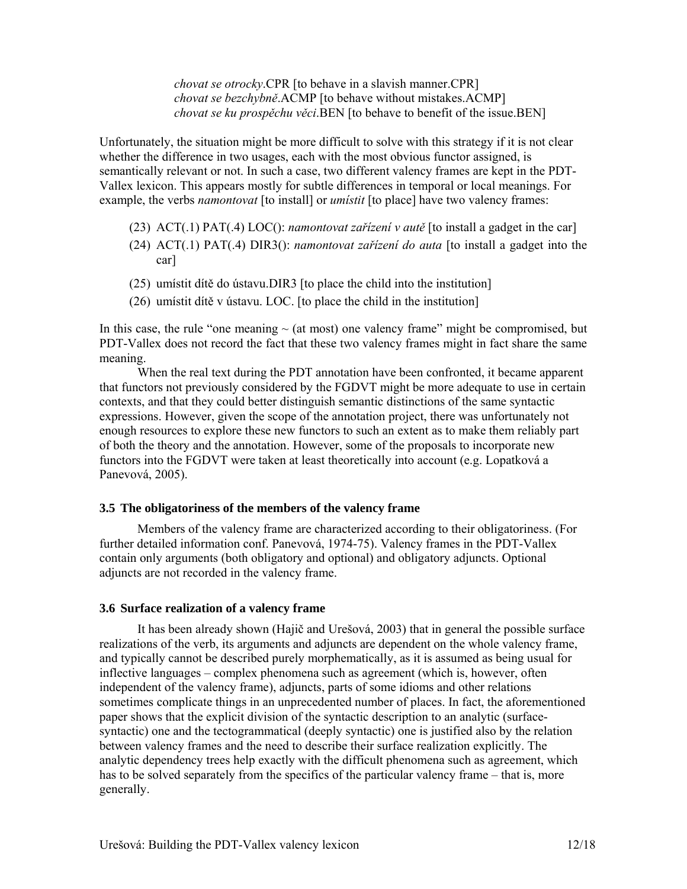*chovat se otrocky*.CPR [to behave in a slavish manner.CPR]
*chovat se bezchybně*.ACMP [to behave without mistakes.ACMP]
*chovat se ku prospěchu věci*.BEN [to behave to benefit of the issue.BEN]

Unfortunately, the situation might be more difficult to solve with this strategy if it is not clear whether the difference in two usages, each with the most obvious functor assigned, is semantically relevant or not. In such a case, two different valency frames are kept in the PDT-Vallex lexicon. This appears mostly for subtle differences in temporal or local meanings. For example, the verbs *namontovat* [to install] or *umístit* [to place] have two valency frames:

(23) ACT(.1) PAT(.4) LOC(): *namontovat zařízení v autě* [to install a gadget in the car]

(24) ACT(.1) PAT(.4) DIR3(): *namontovat zařízení do auta* [to install a gadget into the car]

(25) umístit dítě do ústavu.DIR3 [to place the child into the institution]

(26) umístit dítě v ústavu. LOC. [to place the child in the institution]

In this case, the rule "one meaning ~ (at most) one valency frame" might be compromised, but PDT-Vallex does not record the fact that these two valency frames might in fact share the same meaning.

When the real text during the PDT annotation have been confronted, it became apparent that functors not previously considered by the FGDVT might be more adequate to use in certain contexts, and that they could better distinguish semantic distinctions of the same syntactic expressions. However, given the scope of the annotation project, there was unfortunately not enough resources to explore these new functors to such an extent as to make them reliably part of both the theory and the annotation. However, some of the proposals to incorporate new functors into the FGDVT were taken at least theoretically into account (e.g. Lopatková a Panevová, 2005).

### 3.5 The obligatoriness of the members of the valency frame

Members of the valency frame are characterized according to their obligatoriness. (For further detailed information conf. Panevová, 1974-75). Valency frames in the PDT-Vallex contain only arguments (both obligatory and optional) and obligatory adjuncts. Optional adjuncts are not recorded in the valency frame.

### 3.6 Surface realization of a valency frame

It has been already shown (Hajič and Urešová, 2003) that in general the possible surface realizations of the verb, its arguments and adjuncts are dependent on the whole valency frame, and typically cannot be described purely morphematically, as it is assumed as being usual for inflective languages – complex phenomena such as agreement (which is, however, often independent of the valency frame), adjuncts, parts of some idioms and other relations sometimes complicate things in an unprecedented number of places. In fact, the aforementioned paper shows that the explicit division of the syntactic description to an analytic (surface-syntactic) one and the tectogrammatical (deeply syntactic) one is justified also by the relation between valency frames and the need to describe their surface realization explicitly. The analytic dependency trees help exactly with the difficult phenomena such as agreement, which has to be solved separately from the specifics of the particular valency frame – that is, more generally.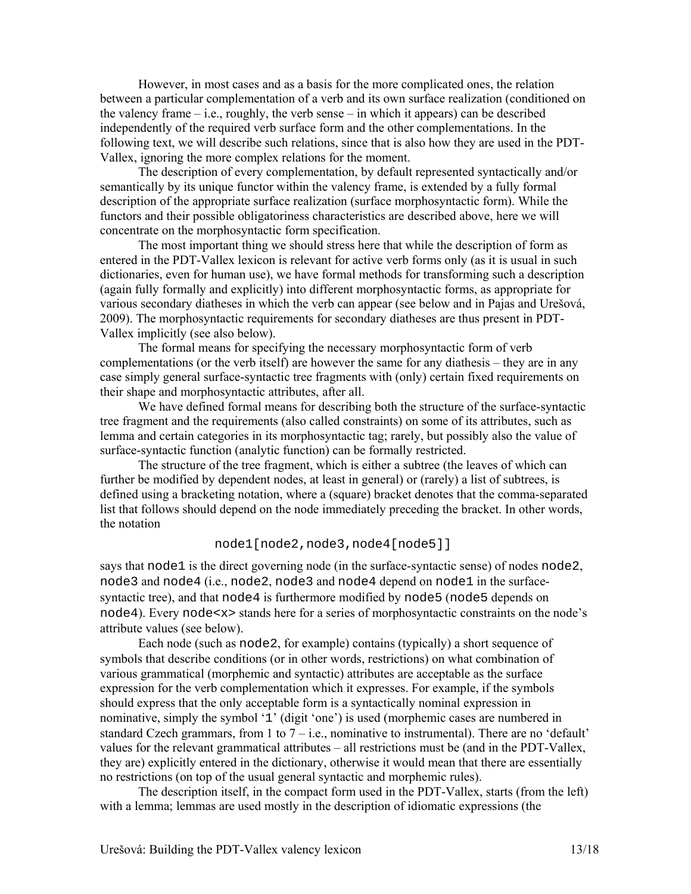However, in most cases and as a basis for the more complicated ones, the relation between a particular complementation of a verb and its own surface realization (conditioned on the valency frame – i.e., roughly, the verb sense – in which it appears) can be described independently of the required verb surface form and the other complementations. In the following text, we will describe such relations, since that is also how they are used in the PDT-Vallex, ignoring the more complex relations for the moment.

The description of every complementation, by default represented syntactically and/or semantically by its unique functor within the valency frame, is extended by a fully formal description of the appropriate surface realization (surface morphosyntactic form). While the functors and their possible obligatoriness characteristics are described above, here we will concentrate on the morphosyntactic form specification.

The most important thing we should stress here that while the description of form as entered in the PDT-Vallex lexicon is relevant for active verb forms only (as it is usual in such dictionaries, even for human use), we have formal methods for transforming such a description (again fully formally and explicitly) into different morphosyntactic forms, as appropriate for various secondary diatheses in which the verb can appear (see below and in Pajas and Urešová, 2009). The morphosyntactic requirements for secondary diatheses are thus present in PDT-Vallex implicitly (see also below).

The formal means for specifying the necessary morphosyntactic form of verb complementations (or the verb itself) are however the same for any diathesis – they are in any case simply general surface-syntactic tree fragments with (only) certain fixed requirements on their shape and morphosyntactic attributes, after all.

We have defined formal means for describing both the structure of the surface-syntactic tree fragment and the requirements (also called constraints) on some of its attributes, such as lemma and certain categories in its morphosyntactic tag; rarely, but possibly also the value of surface-syntactic function (analytic function) can be formally restricted.

The structure of the tree fragment, which is either a subtree (the leaves of which can further be modified by dependent nodes, at least in general) or (rarely) a list of subtrees, is defined using a bracketing notation, where a (square) bracket denotes that the comma-separated list that follows should depend on the node immediately preceding the bracket. In other words, the notation

```
node1[node2,node3,node4[node5]]
```

says that `node1` is the direct governing node (in the surface-syntactic sense) of nodes `node2`, `node3` and `node4` (i.e., `node2`, `node3` and `node4` depend on `node1` in the surface-syntactic tree), and that `node4` is furthermore modified by `node5` (`node5` depends on `node4`). Every `node<x>` stands here for a series of morphosyntactic constraints on the node's attribute values (see below).

Each node (such as `node2`, for example) contains (typically) a short sequence of symbols that describe conditions (or in other words, restrictions) on what combination of various grammatical (morphemic and syntactic) attributes are acceptable as the surface expression for the verb complementation which it expresses. For example, if the symbols should express that the only acceptable form is a syntactically nominal expression in nominative, simply the symbol '`1`' (digit 'one') is used (morphemic cases are numbered in standard Czech grammars, from 1 to 7 – i.e., nominative to instrumental). There are no 'default' values for the relevant grammatical attributes – all restrictions must be (and in the PDT-Vallex, they are) explicitly entered in the dictionary, otherwise it would mean that there are essentially no restrictions (on top of the usual general syntactic and morphemic rules).

The description itself, in the compact form used in the PDT-Vallex, starts (from the left) with a lemma; lemmas are used mostly in the description of idiomatic expressions (the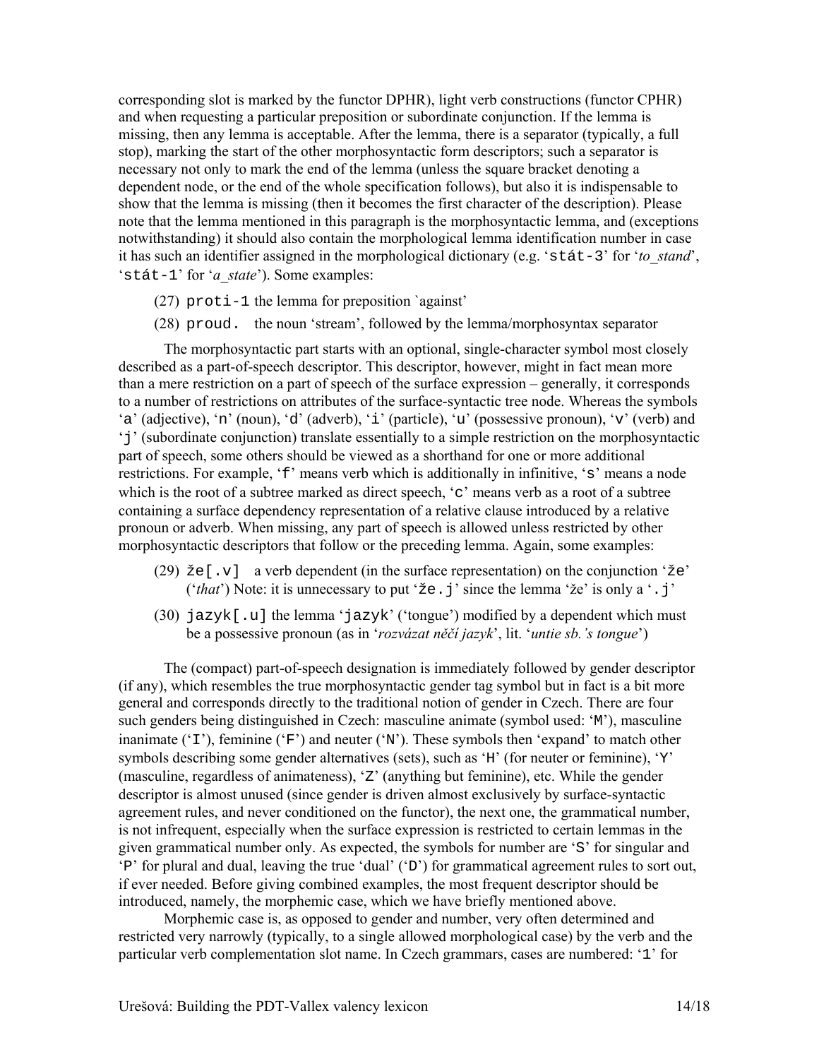corresponding slot is marked by the functor DPHR), light verb constructions (functor CPHR) and when requesting a particular preposition or subordinate conjunction. If the lemma is missing, then any lemma is acceptable. After the lemma, there is a separator (typically, a full stop), marking the start of the other morphosyntactic form descriptors; such a separator is necessary not only to mark the end of the lemma (unless the square bracket denoting a dependent node, or the end of the whole specification follows), but also it is indispensable to show that the lemma is missing (then it becomes the first character of the description). Please note that the lemma mentioned in this paragraph is the morphosyntactic lemma, and (exceptions notwithstanding) it should also contain the morphological lemma identification number in case it has such an identifier assigned in the morphological dictionary (e.g. '`stát-3`' for '*to_stand*', '`stát-1`' for '*a_state*'). Some examples:

(27) `proti-1` the lemma for preposition `against'

(28) `proud.` the noun 'stream', followed by the lemma/morphosyntax separator

The morphosyntactic part starts with an optional, single-character symbol most closely described as a part-of-speech descriptor. This descriptor, however, might in fact mean more than a mere restriction on a part of speech of the surface expression – generally, it corresponds to a number of restrictions on attributes of the surface-syntactic tree node. Whereas the symbols '`a`' (adjective), '`n`' (noun), '`d`' (adverb), '`i`' (particle), '`u`' (possessive pronoun), '`v`' (verb) and '`j`' (subordinate conjunction) translate essentially to a simple restriction on the morphosyntactic part of speech, some others should be viewed as a shorthand for one or more additional restrictions. For example, '`f`' means verb which is additionally in infinitive, '`s`' means a node which is the root of a subtree marked as direct speech, '`c`' means verb as a root of a subtree containing a surface dependency representation of a relative clause introduced by a relative pronoun or adverb. When missing, any part of speech is allowed unless restricted by other morphosyntactic descriptors that follow or the preceding lemma. Again, some examples:

(29) `že[.v]` a verb dependent (in the surface representation) on the conjunction '`že`' ('*that*') Note: it is unnecessary to put '`že.j`' since the lemma 'že' is only a '`.j`'

(30) `jazyk[.u]` the lemma '`jazyk`' ('tongue') modified by a dependent which must be a possessive pronoun (as in '*rozvázat něčí jazyk*', lit. '*untie sb.'s tongue*')

The (compact) part-of-speech designation is immediately followed by gender descriptor (if any), which resembles the true morphosyntactic gender tag symbol but in fact is a bit more general and corresponds directly to the traditional notion of gender in Czech. There are four such genders being distinguished in Czech: masculine animate (symbol used: '`M`'), masculine inanimate ('`I`'), feminine ('`F`') and neuter ('`N`'). These symbols then 'expand' to match other symbols describing some gender alternatives (sets), such as '`H`' (for neuter or feminine), '`Y`' (masculine, regardless of animateness), '`Z`' (anything but feminine), etc. While the gender descriptor is almost unused (since gender is driven almost exclusively by surface-syntactic agreement rules, and never conditioned on the functor), the next one, the grammatical number, is not infrequent, especially when the surface expression is restricted to certain lemmas in the given grammatical number only. As expected, the symbols for number are '`S`' for singular and '`P`' for plural and dual, leaving the true 'dual' ('`D`') for grammatical agreement rules to sort out, if ever needed. Before giving combined examples, the most frequent descriptor should be introduced, namely, the morphemic case, which we have briefly mentioned above.

Morphemic case is, as opposed to gender and number, very often determined and restricted very narrowly (typically, to a single allowed morphological case) by the verb and the particular verb complementation slot name. In Czech grammars, cases are numbered: '`1`' for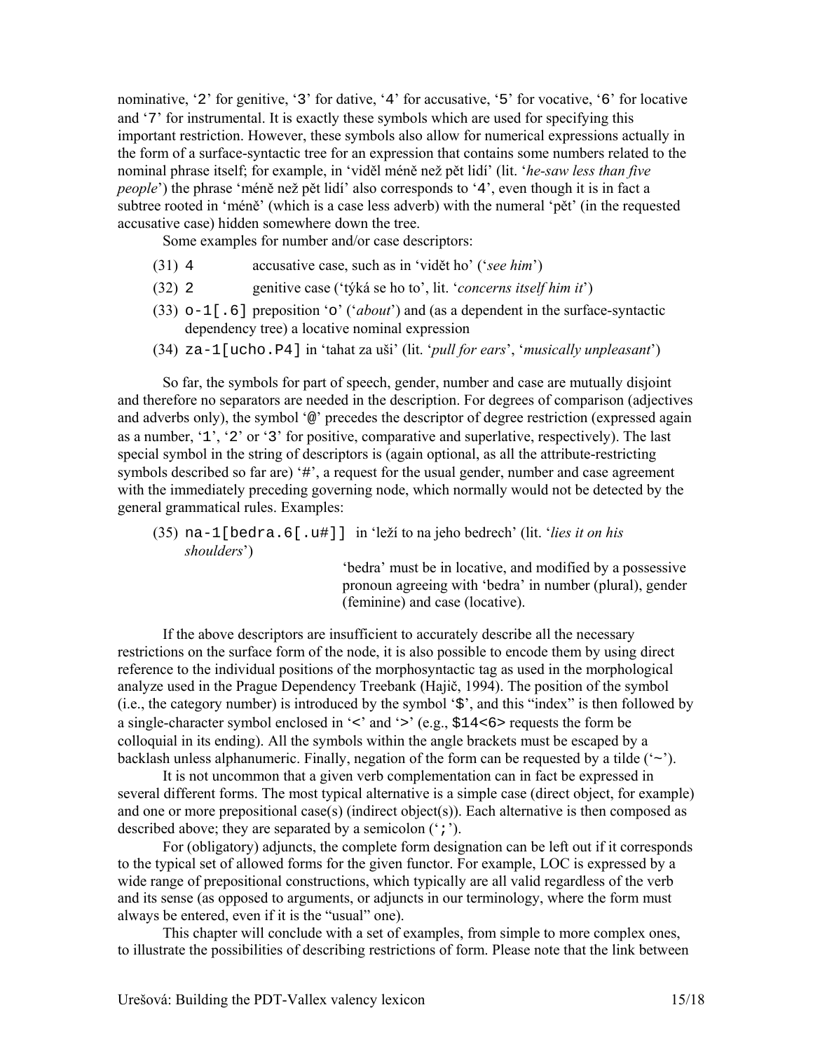nominative, '1' for nominative, '2' for genitive, '3' for dative, '4' for accusative, '5' for vocative, '6' for locative and '7' for instrumental. It is exactly these symbols which are used for specifying this important restriction. However, these symbols also allow for numerical expressions actually in the form of a surface-syntactic tree for an expression that contains some numbers related to the nominal phrase itself; for example, in 'viděl méně než pět lidí' (lit. '*he-saw less than five people*') the phrase 'méně než pět lidí' also corresponds to '4', even though it is in fact a subtree rooted in 'méně' (which is a case less adverb) with the numeral 'pět' (in the requested accusative case) hidden somewhere down the tree.

Some examples for number and/or case descriptors:

(31) `4` accusative case, such as in 'vidět ho' ('*see him*')

(32) `2` genitive case ('týká se ho to', lit. '*concerns itself him it*')

(33) `o-1[.6]` preposition 'o' ('*about*') and (as a dependent in the surface-syntactic dependency tree) a locative nominal expression

(34) `za-1[ucho.P4]` in 'tahat za uši' (lit. '*pull for ears*', '*musically unpleasant*')

So far, the symbols for part of speech, gender, number and case are mutually disjoint and therefore no separators are needed in the description. For degrees of comparison (adjectives and adverbs only), the symbol '@' precedes the descriptor of degree restriction (expressed again as a number, '1', '2' or '3' for positive, comparative and superlative, respectively). The last special symbol in the string of descriptors is (again optional, as all the attribute-restricting symbols described so far are) '#', a request for the usual gender, number and case agreement with the immediately preceding governing node, which normally would not be detected by the general grammatical rules. Examples:

(35) `na-1[bedra.6[.u#]]` in 'leží to na jeho bedrech' (lit. '*lies it on his shoulders*')

'bedra' must be in locative, and modified by a possessive pronoun agreeing with 'bedra' in number (plural), gender (feminine) and case (locative).

If the above descriptors are insufficient to accurately describe all the necessary restrictions on the surface form of the node, it is also possible to encode them by using direct reference to the individual positions of the morphosyntactic tag as used in the morphological analyze used in the Prague Dependency Treebank (Hajič, 1994). The position of the symbol (i.e., the category number) is introduced by the symbol '$', and this "index" is then followed by a single-character symbol enclosed in '<' and '>' (e.g., `$14<6>` requests the form be colloquial in its ending). All the symbols within the angle brackets must be escaped by a backlash unless alphanumeric. Finally, negation of the form can be requested by a tilde ('~').

It is not uncommon that a given verb complementation can in fact be expressed in several different forms. The most typical alternative is a simple case (direct object, for example) and one or more prepositional case(s) (indirect object(s)). Each alternative is then composed as described above; they are separated by a semicolon (';').

For (obligatory) adjuncts, the complete form designation can be left out if it corresponds to the typical set of allowed forms for the given functor. For example, LOC is expressed by a wide range of prepositional constructions, which typically are all valid regardless of the verb and its sense (as opposed to arguments, or adjuncts in our terminology, where the form must always be entered, even if it is the "usual" one).

This chapter will conclude with a set of examples, from simple to more complex ones, to illustrate the possibilities of describing restrictions of form. Please note that the link between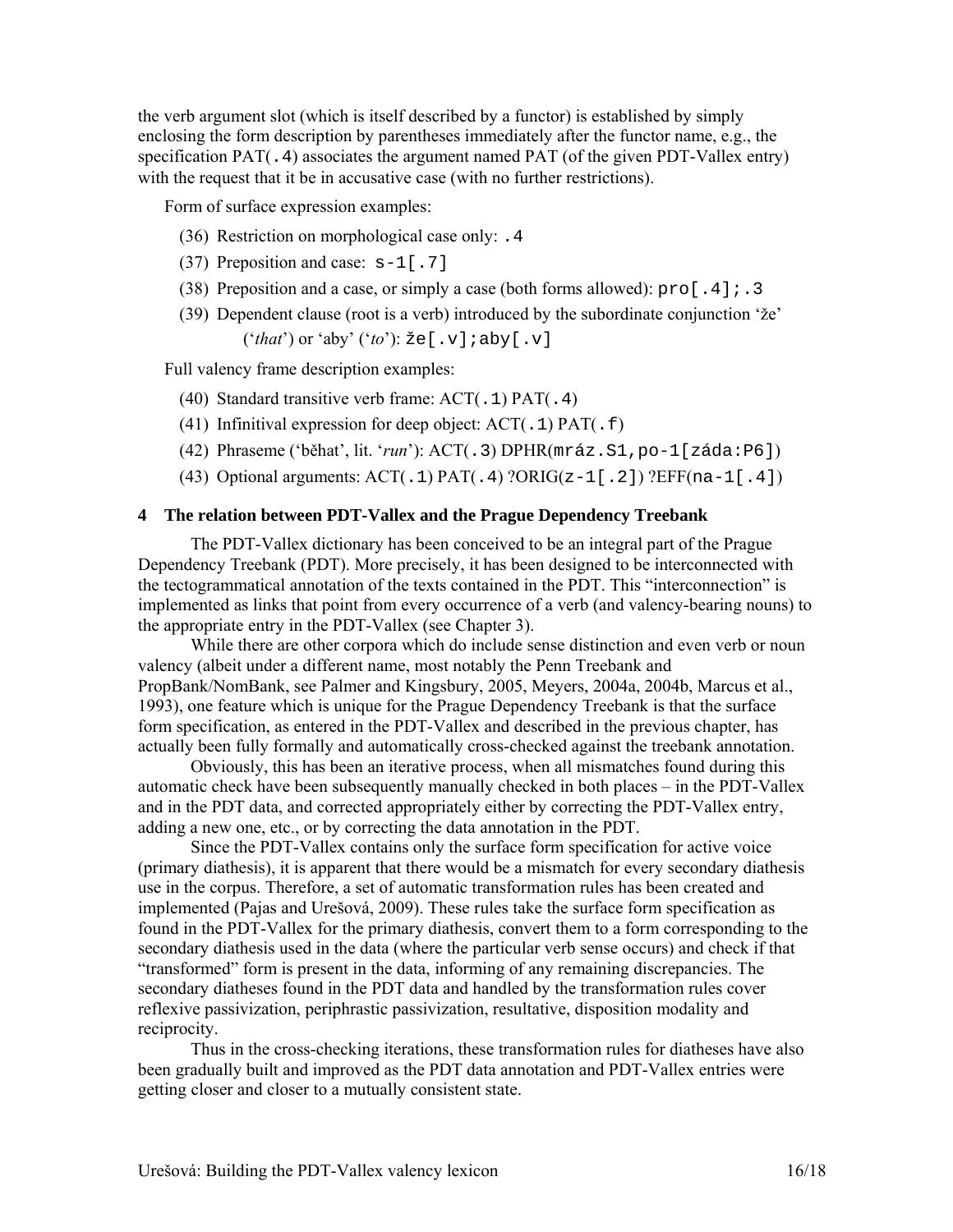the verb argument slot (which is itself described by a functor) is established by simply enclosing the form description by parentheses immediately after the functor name, e.g., the specification PAT(`.4`) associates the argument named PAT (of the given PDT-Vallex entry) with the request that it be in accusative case (with no further restrictions).

Form of surface expression examples:

(36) Restriction on morphological case only: `.4`

(37) Preposition and case: `s-1[.7]`

(38) Preposition and a case, or simply a case (both forms allowed): `pro[.4];.3`

(39) Dependent clause (root is a verb) introduced by the subordinate conjunction 'že' ('*that*') or 'aby' ('*to*'): `že[.v];aby[.v]`

Full valency frame description examples:

(40) Standard transitive verb frame: ACT(`.1`) PAT(`.4`)

(41) Infinitival expression for deep object: ACT(`.1`) PAT(`.f`)

(42) Phraseme ('běhat', lit. '*run*'): ACT(`.3`) DPHR(`mráz.S1,po-1[záda:P6]`)

(43) Optional arguments: ACT(`.1`) PAT(`.4`) ?ORIG(`z-1[.2]`) ?EFF(`na-1[.4]`)

## 4 The relation between PDT-Vallex and the Prague Dependency Treebank

The PDT-Vallex dictionary has been conceived to be an integral part of the Prague Dependency Treebank (PDT). More precisely, it has been designed to be interconnected with the tectogrammatical annotation of the texts contained in the PDT. This "interconnection" is implemented as links that point from every occurrence of a verb (and valency-bearing nouns) to the appropriate entry in the PDT-Vallex (see Chapter 3).

While there are other corpora which do include sense distinction and even verb or noun valency (albeit under a different name, most notably the Penn Treebank and PropBank/NomBank, see Palmer and Kingsbury, 2005, Meyers, 2004a, 2004b, Marcus et al., 1993), one feature which is unique for the Prague Dependency Treebank is that the surface form specification, as entered in the PDT-Vallex and described in the previous chapter, has actually been fully formally and automatically cross-checked against the treebank annotation.

Obviously, this has been an iterative process, when all mismatches found during this automatic check have been subsequently manually checked in both places – in the PDT-Vallex and in the PDT data, and corrected appropriately either by correcting the PDT-Vallex entry, adding a new one, etc., or by correcting the data annotation in the PDT.

Since the PDT-Vallex contains only the surface form specification for active voice (primary diathesis), it is apparent that there would be a mismatch for every secondary diathesis use in the corpus. Therefore, a set of automatic transformation rules has been created and implemented (Pajas and Urešová, 2009). These rules take the surface form specification as found in the PDT-Vallex for the primary diathesis, convert them to a form corresponding to the secondary diathesis used in the data (where the particular verb sense occurs) and check if that "transformed" form is present in the data, informing of any remaining discrepancies. The secondary diatheses found in the PDT data and handled by the transformation rules cover reflexive passivization, periphrastic passivization, resultative, disposition modality and reciprocity.

Thus in the cross-checking iterations, these transformation rules for diatheses have also been gradually built and improved as the PDT data annotation and PDT-Vallex entries were getting closer and closer to a mutually consistent state.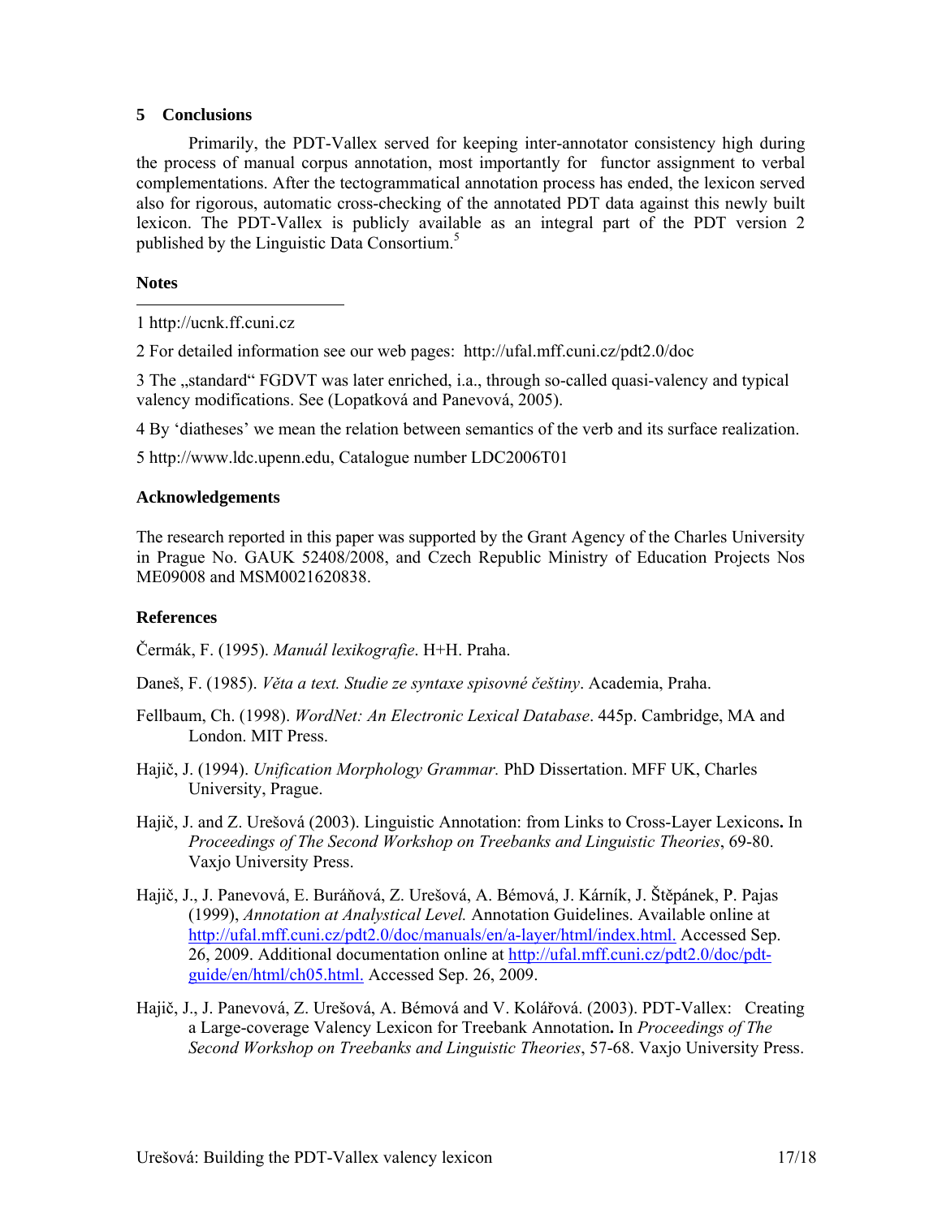## 5 Conclusions

Primarily, the PDT-Vallex served for keeping inter-annotator consistency high during the process of manual corpus annotation, most importantly for functor assignment to verbal complementations. After the tectogrammatical annotation process has ended, the lexicon served also for rigorous, automatic cross-checking of the annotated PDT data against this newly built lexicon. The PDT-Vallex is publicly available as an integral part of the PDT version 2 published by the Linguistic Data Consortium.[5]

### Notes

1 http://ucnk.ff.cuni.cz

2 For detailed information see our web pages: http://ufal.mff.cuni.cz/pdt2.0/doc

3 The „standard“ FGDVT was later enriched, i.a., through so-called quasi-valency and typical valency modifications. See (Lopatková and Panevová, 2005).

4 By 'diatheses' we mean the relation between semantics of the verb and its surface realization.

5 http://www.ldc.upenn.edu, Catalogue number LDC2006T01

### Acknowledgements

The research reported in this paper was supported by the Grant Agency of the Charles University in Prague No. GAUK 52408/2008, and Czech Republic Ministry of Education Projects Nos ME09008 and MSM0021620838.

### References

Čermák, F. (1995). *Manuál lexikografie*. H+H. Praha.

Daneš, F. (1985). *Věta a text. Studie ze syntaxe spisovné češtiny*. Academia, Praha.

Fellbaum, Ch. (1998). *WordNet: An Electronic Lexical Database*. 445p. Cambridge, MA and London. MIT Press.

Hajič, J. (1994). *Unification Morphology Grammar.* PhD Dissertation. MFF UK, Charles University, Prague.

Hajič, J. and Z. Urešová (2003). Linguistic Annotation: from Links to Cross-Layer Lexicons**.** In *Proceedings of The Second Workshop on Treebanks and Linguistic Theories*, 69-80. Vaxjo University Press.

Hajič, J., J. Panevová, E. Buráňová, Z. Urešová, A. Bémová, J. Kárník, J. Štěpánek, P. Pajas (1999), *Annotation at Analystical Level.* Annotation Guidelines. Available online at http://ufal.mff.cuni.cz/pdt2.0/doc/manuals/en/a-layer/html/index.html. Accessed Sep. 26, 2009. Additional documentation online at http://ufal.mff.cuni.cz/pdt2.0/doc/pdt-guide/en/html/ch05.html. Accessed Sep. 26, 2009.

Hajič, J., J. Panevová, Z. Urešová, A. Bémová and V. Kolářová. (2003). PDT-Vallex: Creating a Large-coverage Valency Lexicon for Treebank Annotation**.** In *Proceedings of The Second Workshop on Treebanks and Linguistic Theories*, 57-68. Vaxjo University Press.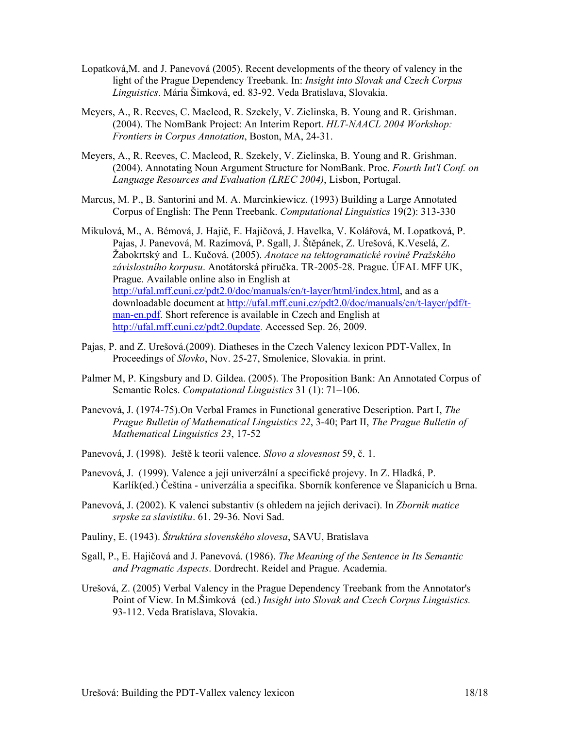Lopatková,M. and J. Panevová (2005). Recent developments of the theory of valency in the light of the Prague Dependency Treebank. In: *Insight into Slovak and Czech Corpus Linguistics*. Mária Šimková, ed. 83-92. Veda Bratislava, Slovakia.

Meyers, A., R. Reeves, C. Macleod, R. Szekely, V. Zielinska, B. Young and R. Grishman. (2004). The NomBank Project: An Interim Report. *HLT-NAACL 2004 Workshop: Frontiers in Corpus Annotation*, Boston, MA, 24-31.

Meyers, A., R. Reeves, C. Macleod, R. Szekely, V. Zielinska, B. Young and R. Grishman. (2004). Annotating Noun Argument Structure for NomBank. Proc. *Fourth Int'l Conf. on Language Resources and Evaluation (LREC 2004)*, Lisbon, Portugal.

Marcus, M. P., B. Santorini and M. A. Marcinkiewicz. (1993) Building a Large Annotated Corpus of English: The Penn Treebank. *Computational Linguistics* 19(2): 313-330

Mikulová, M., A. Bémová, J. Hajič, E. Hajičová, J. Havelka, V. Kolářová, M. Lopatková, P. Pajas, J. Panevová, M. Razímová, P. Sgall, J. Štěpánek, Z. Urešová, K.Veselá, Z. Žabokrtský and L. Kučová. (2005). *Anotace na tektogramatické rovině Pražského závislostního korpusu*. Anotátorská příručka. TR-2005-28. Prague. ÚFAL MFF UK, Prague. Available online also in English at http://ufal.mff.cuni.cz/pdt2.0/doc/manuals/en/t-layer/html/index.html, and as a downloadable document at http://ufal.mff.cuni.cz/pdt2.0/doc/manuals/en/t-layer/pdf/t-man-en.pdf. Short reference is available in Czech and English at http://ufal.mff.cuni.cz/pdt2.0update. Accessed Sep. 26, 2009.

Pajas, P. and Z. Urešová.(2009). Diatheses in the Czech Valency lexicon PDT-Vallex, In Proceedings of *Slovko*, Nov. 25-27, Smolenice, Slovakia. in print.

Palmer M, P. Kingsbury and D. Gildea. (2005). The Proposition Bank: An Annotated Corpus of Semantic Roles. *Computational Linguistics* 31 (1): 71–106.

Panevová, J. (1974-75).On Verbal Frames in Functional generative Description. Part I, *The Prague Bulletin of Mathematical Linguistics 22*, 3-40; Part II, *The Prague Bulletin of Mathematical Linguistics 23*, 17-52

Panevová, J. (1998). Ještě k teorii valence. *Slovo a slovesnost* 59, č. 1.

Panevová, J. (1999). Valence a její univerzální a specifické projevy. In Z. Hladká, P. Karlík(ed.) Čeština - univerzália a specifika. Sborník konference ve Šlapanicích u Brna.

Panevová, J. (2002). K valenci substantiv (s ohledem na jejich derivaci). In *Zbornik matice srpske za slavistiku*. 61. 29-36. Novi Sad.

Pauliny, E. (1943). *Štruktúra slovenského slovesa*, SAVU, Bratislava

Sgall, P., E. Hajičová and J. Panevová. (1986). *The Meaning of the Sentence in Its Semantic and Pragmatic Aspects*. Dordrecht. Reidel and Prague. Academia.

Urešová, Z. (2005) Verbal Valency in the Prague Dependency Treebank from the Annotator's Point of View. In M.Šimková (ed.) *Insight into Slovak and Czech Corpus Linguistics.* 93-112. Veda Bratislava, Slovakia.